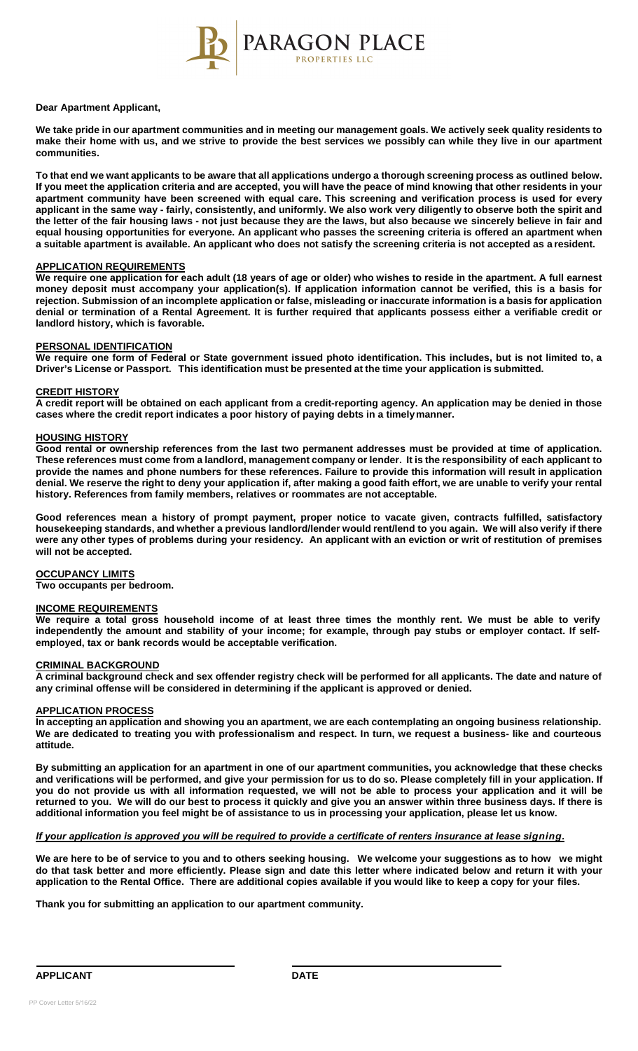PARAGON PLACE
PROPERTIES LLC

**Dear Apartment Applicant,**

**We take pride in our apartment communities and in meeting our management goals. We actively seek quality residents to make their home with us, and we strive to provide the best services we possibly can while they live in our apartment communities.**

**To that end we want applicants to be aware that all applications undergo a thorough screening process as outlined below. If you meet the application criteria and are accepted, you will have the peace of mind knowing that other residents in your apartment community have been screened with equal care. This screening and verification process is used for every applicant in the same way - fairly, consistently, and uniformly. We also work very diligently to observe both the spirit and the letter of the fair housing laws - not just because they are the laws, but also because we sincerely believe in fair and equal housing opportunities for everyone. An applicant who passes the screening criteria is offered an apartment when a suitable apartment is available. An applicant who does not satisfy the screening criteria is not accepted as a resident.**

## APPLICATION REQUIREMENTS

**We require one application for each adult (18 years of age or older) who wishes to reside in the apartment. A full earnest money deposit must accompany your application(s). If application information cannot be verified, this is a basis for rejection. Submission of an incomplete application or false, misleading or inaccurate information is a basis for application denial or termination of a Rental Agreement. It is further required that applicants possess either a verifiable credit or landlord history, which is favorable.**

## PERSONAL IDENTIFICATION

**We require one form of Federal or State government issued photo identification. This includes, but is not limited to, a Driver's License or Passport. This identification must be presented at the time your application is submitted.**

## CREDIT HISTORY

**A credit report will be obtained on each applicant from a credit-reporting agency. An application may be denied in those cases where the credit report indicates a poor history of paying debts in a timely manner.**

## HOUSING HISTORY

**Good rental or ownership references from the last two permanent addresses must be provided at time of application. These references must come from a landlord, management company or lender. It is the responsibility of each applicant to provide the names and phone numbers for these references. Failure to provide this information will result in application denial. We reserve the right to deny your application if, after making a good faith effort, we are unable to verify your rental history. References from family members, relatives or roommates are not acceptable.**

**Good references mean a history of prompt payment, proper notice to vacate given, contracts fulfilled, satisfactory housekeeping standards, and whether a previous landlord/lender would rent/lend to you again. We will also verify if there were any other types of problems during your residency. An applicant with an eviction or writ of restitution of premises will not be accepted.**

## OCCUPANCY LIMITS

**Two occupants per bedroom.**

## INCOME REQUIREMENTS

**We require a total gross household income of at least three times the monthly rent. We must be able to verify independently the amount and stability of your income; for example, through pay stubs or employer contact. If self-employed, tax or bank records would be acceptable verification.**

## CRIMINAL BACKGROUND

**A criminal background check and sex offender registry check will be performed for all applicants. The date and nature of any criminal offense will be considered in determining if the applicant is approved or denied.**

## APPLICATION PROCESS

**In accepting an application and showing you an apartment, we are each contemplating an ongoing business relationship. We are dedicated to treating you with professionalism and respect. In turn, we request a business- like and courteous attitude.**

**By submitting an application for an apartment in one of our apartment communities, you acknowledge that these checks and verifications will be performed, and give your permission for us to do so. Please completely fill in your application. If you do not provide us with all information requested, we will not be able to process your application and it will be returned to you. We will do our best to process it quickly and give you an answer within three business days. If there is additional information you feel might be of assistance to us in processing your application, please let us know.**

***If your application is approved you will be required to provide a certificate of renters insurance at lease signing.***

**We are here to be of service to you and to others seeking housing. We welcome your suggestions as to how we might do that task better and more efficiently. Please sign and date this letter where indicated below and return it with your application to the Rental Office. There are additional copies available if you would like to keep a copy for your files.**

**Thank you for submitting an application to our apartment community.**

| **APPLICANT** | **DATE** |
|---|---|
| | |

PP Cover Letter 5/16/22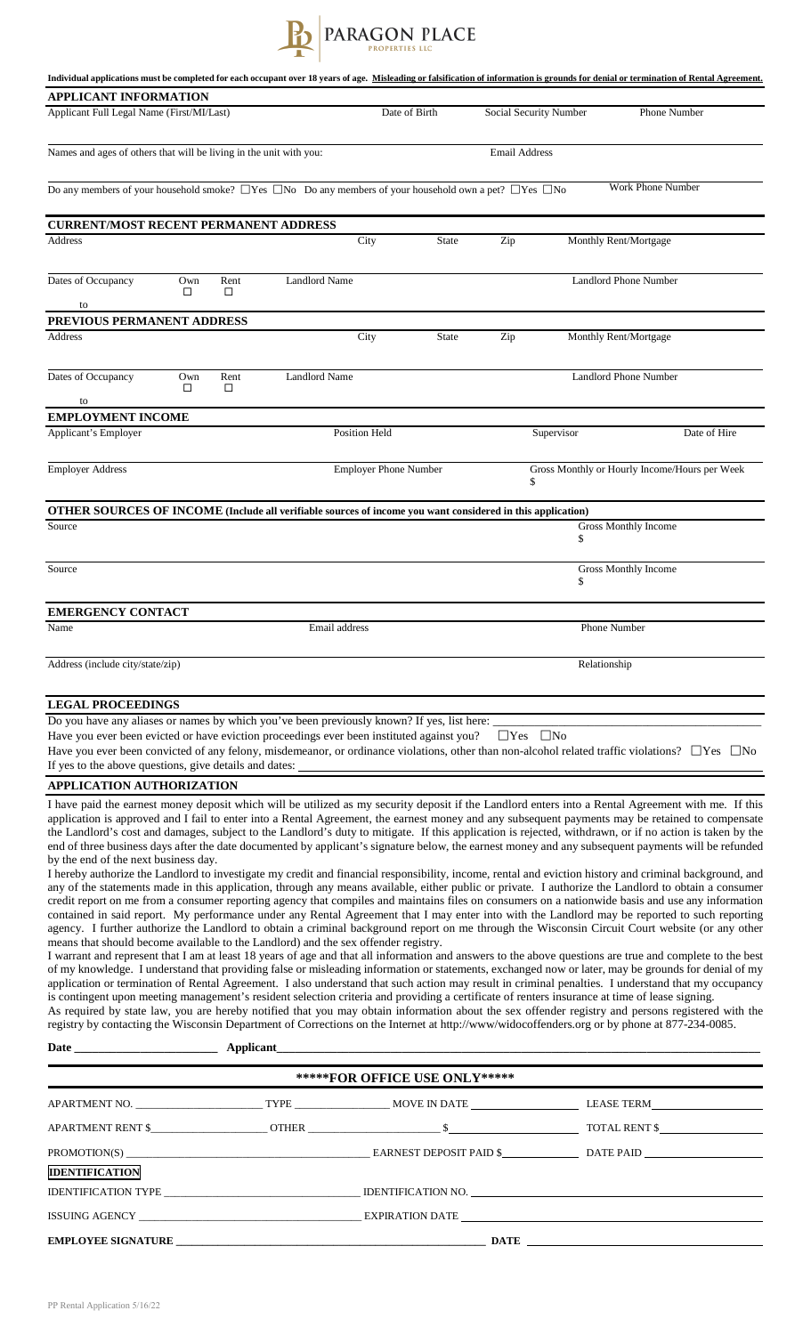PARAGON PLACE
PROPERTIES LLC

**Individual applications must be completed for each occupant over 18 years of age. Misleading or falsification of information is grounds for denial or termination of Rental Agreement.**

## APPLICANT INFORMATION

| Applicant Full Legal Name (First/MI/Last) | Date of Birth | Social Security Number | Phone Number |
|---|---|---|---|
| | | | |

| Names and ages of others that will be living in the unit with you: | Email Address |
|---|---|
| | |

Do any members of your household smoke? ☐Yes ☐No Do any members of your household own a pet? ☐Yes ☐No

Work Phone Number

## CURRENT/MOST RECENT PERMANENT ADDRESS

| Address | City | State | Zip | Monthly Rent/Mortgage |
|---|---|---|---|---|
| | | | | |

| Dates of Occupancy | Own | Rent | Landlord Name | Landlord Phone Number |
|---|---|---|---|---|
| to | ☐ | ☐ | | |

## PREVIOUS PERMANENT ADDRESS

| Address | City | State | Zip | Monthly Rent/Mortgage |
|---|---|---|---|---|
| | | | | |

| Dates of Occupancy | Own | Rent | Landlord Name | Landlord Phone Number |
|---|---|---|---|---|
| to | ☐ | ☐ | | |

## EMPLOYMENT INCOME

| Applicant's Employer | Position Held | Supervisor | Date of Hire |
|---|---|---|---|
| | | | |

| Employer Address | Employer Phone Number | Gross Monthly or Hourly Income/Hours per Week |
|---|---|---|
| | | $ |

## OTHER SOURCES OF INCOME (Include all verifiable sources of income you want considered in this application)

| Source | Gross Monthly Income |
|---|---|
| | $ |
| | $ |

## EMERGENCY CONTACT

| Name | Email address | Phone Number |
|---|---|---|
| | | |

| Address (include city/state/zip) | Relationship |
|---|---|
| | |

## LEGAL PROCEEDINGS

Do you have any aliases or names by which you've been previously known? If yes, list here: \_\_\_\_\_\_\_\_\_\_\_\_\_\_\_\_

Have you ever been evicted or have eviction proceedings ever been instituted against you? ☐Yes ☐No

Have you ever been convicted of any felony, misdemeanor, or ordinance violations, other than non-alcohol related traffic violations? ☐Yes ☐No

If yes to the above questions, give details and dates: \_\_\_\_\_\_\_\_\_\_\_\_\_\_\_\_

## APPLICATION AUTHORIZATION

I have paid the earnest money deposit which will be utilized as my security deposit if the Landlord enters into a Rental Agreement with me. If this application is approved and I fail to enter into a Rental Agreement, the earnest money and any subsequent payments may be retained to compensate the Landlord's cost and damages, subject to the Landlord's duty to mitigate. If this application is rejected, withdrawn, or if no action is taken by the end of three business days after the date documented by applicant's signature below, the earnest money and any subsequent payments will be refunded by the end of the next business day.

I hereby authorize the Landlord to investigate my credit and financial responsibility, income, rental and eviction history and criminal background, and any of the statements made in this application, through any means available, either public or private. I authorize the Landlord to obtain a consumer credit report on me from a consumer reporting agency that compiles and maintains files on consumers on a nationwide basis and use any information contained in said report. My performance under any Rental Agreement that I may enter into with the Landlord may be reported to such reporting agency. I further authorize the Landlord to obtain a criminal background report on me through the Wisconsin Circuit Court website (or any other means that should become available to the Landlord) and the sex offender registry.

I warrant and represent that I am at least 18 years of age and that all information and answers to the above questions are true and complete to the best of my knowledge. I understand that providing false or misleading information or statements, exchanged now or later, may be grounds for denial of my application or termination of Rental Agreement. I also understand that such action may result in criminal penalties. I understand that my occupancy is contingent upon meeting management's resident selection criteria and providing a certificate of renters insurance at time of lease signing.

As required by state law, you are hereby notified that you may obtain information about the sex offender registry and persons registered with the registry by contacting the Wisconsin Department of Corrections on the Internet at http://www/widocoffenders.org or by phone at 877-234-0085.

**Date** \_\_\_\_\_\_\_\_\_\_\_\_\_\_\_\_ **Applicant**\_\_\_\_\_\_\_\_\_\_\_\_\_\_\_\_\_\_\_\_\_\_\_\_

## \*\*\*\*\*FOR OFFICE USE ONLY\*\*\*\*\*

APARTMENT NO. \_\_\_\_\_\_\_\_ TYPE \_\_\_\_\_\_\_\_ MOVE IN DATE \_\_\_\_\_\_\_\_ LEASE TERM \_\_\_\_\_\_\_\_

APARTMENT RENT $\_\_\_\_\_\_\_\_ OTHER \_\_\_\_\_\_\_\_ $\_\_\_\_\_\_\_\_ TOTAL RENT $\_\_\_\_\_\_\_\_

PROMOTION(S) \_\_\_\_\_\_\_\_ EARNEST DEPOSIT PAID $\_\_\_\_\_\_\_\_ DATE PAID \_\_\_\_\_\_\_\_

**IDENTIFICATION**

IDENTIFICATION TYPE \_\_\_\_\_\_\_\_ IDENTIFICATION NO. \_\_\_\_\_\_\_\_

ISSUING AGENCY \_\_\_\_\_\_\_\_ EXPIRATION DATE \_\_\_\_\_\_\_\_

**EMPLOYEE SIGNATURE** \_\_\_\_\_\_\_\_ **DATE** \_\_\_\_\_\_\_\_

PP Rental Application 5/16/22